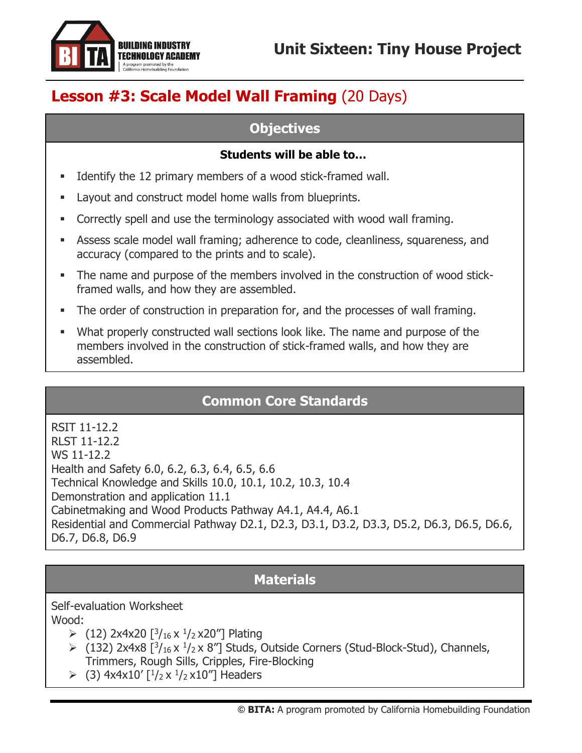# Unit Sixteen: Tiny House Project

## Lesson #3: Scale Model Wall Framing (20 Days)

### Objectives

**Students will be able to…**

- Identify the 12 primary members of a wood stick-framed wall.
- Layout and construct model home walls from blueprints.
- Correctly spell and use the terminology associated with wood wall framing.
- Assess scale model wall framing; adherence to code, cleanliness, squareness, and accuracy (compared to the prints and to scale).
- The name and purpose of the members involved in the construction of wood stick-framed walls, and how they are assembled.
- The order of construction in preparation for, and the processes of wall framing.
- What properly constructed wall sections look like. The name and purpose of the members involved in the construction of stick-framed walls, and how they are assembled.

### Common Core Standards

RSIT 11-12.2
RLST 11-12.2
WS 11-12.2
Health and Safety 6.0, 6.2, 6.3, 6.4, 6.5, 6.6
Technical Knowledge and Skills 10.0, 10.1, 10.2, 10.3, 10.4
Demonstration and application 11.1
Cabinetmaking and Wood Products Pathway A4.1, A4.4, A6.1
Residential and Commercial Pathway D2.1, D2.3, D3.1, D3.2, D3.3, D5.2, D6.3, D6.5, D6.6, D6.7, D6.8, D6.9

### Materials

Self-evaluation Worksheet
Wood:

- (12) 2x4x20 [$^{3}/_{16}$ x $^{1}/_{2}$ x20″] Plating
- (132) 2x4x8 [$^{3}/_{16}$ x $^{1}/_{2}$ x 8″] Studs, Outside Corners (Stud-Block-Stud), Channels, Trimmers, Rough Sills, Cripples, Fire-Blocking
- (3) 4x4x10′ [$^{1}/_{2}$ x $^{1}/_{2}$ x10″] Headers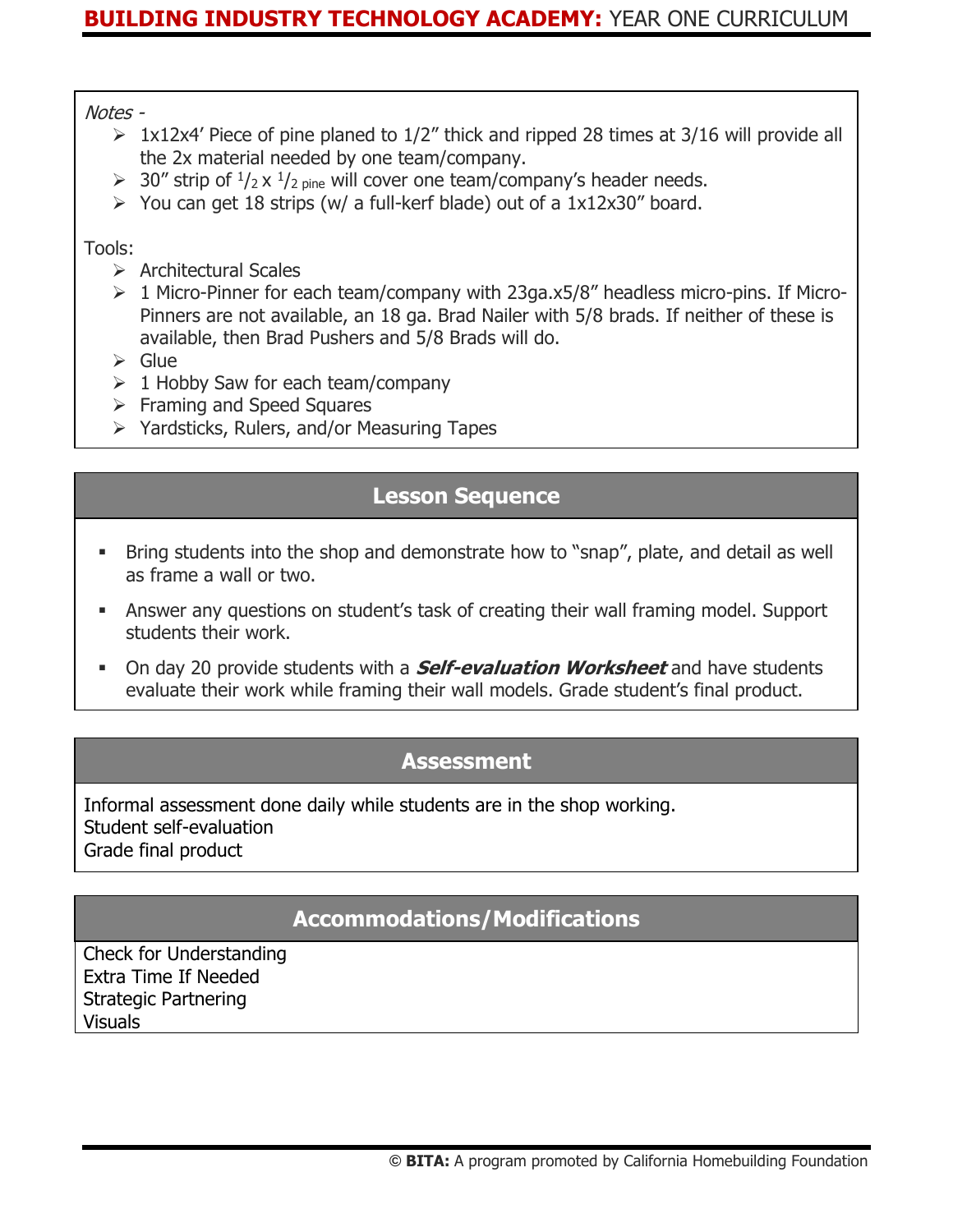*Notes -*

- 1x12x4' Piece of pine planed to 1/2" thick and ripped 28 times at 3/16 will provide all the 2x material needed by one team/company.
- 30" strip of $^1/_2$ x $^1/_2$ pine will cover one team/company's header needs.
- You can get 18 strips (w/ a full-kerf blade) out of a 1x12x30" board.

Tools:

- Architectural Scales
- 1 Micro-Pinner for each team/company with 23ga.x5/8" headless micro-pins. If Micro-Pinners are not available, an 18 ga. Brad Nailer with 5/8 brads. If neither of these is available, then Brad Pushers and 5/8 Brads will do.
- Glue
- 1 Hobby Saw for each team/company
- Framing and Speed Squares
- Yardsticks, Rulers, and/or Measuring Tapes

## Lesson Sequence

- Bring students into the shop and demonstrate how to "snap", plate, and detail as well as frame a wall or two.
- Answer any questions on student's task of creating their wall framing model. Support students their work.
- On day 20 provide students with a ***Self-evaluation Worksheet*** and have students evaluate their work while framing their wall models. Grade student's final product.

## Assessment

Informal assessment done daily while students are in the shop working.
Student self-evaluation
Grade final product

## Accommodations/Modifications

Check for Understanding
Extra Time If Needed
Strategic Partnering
Visuals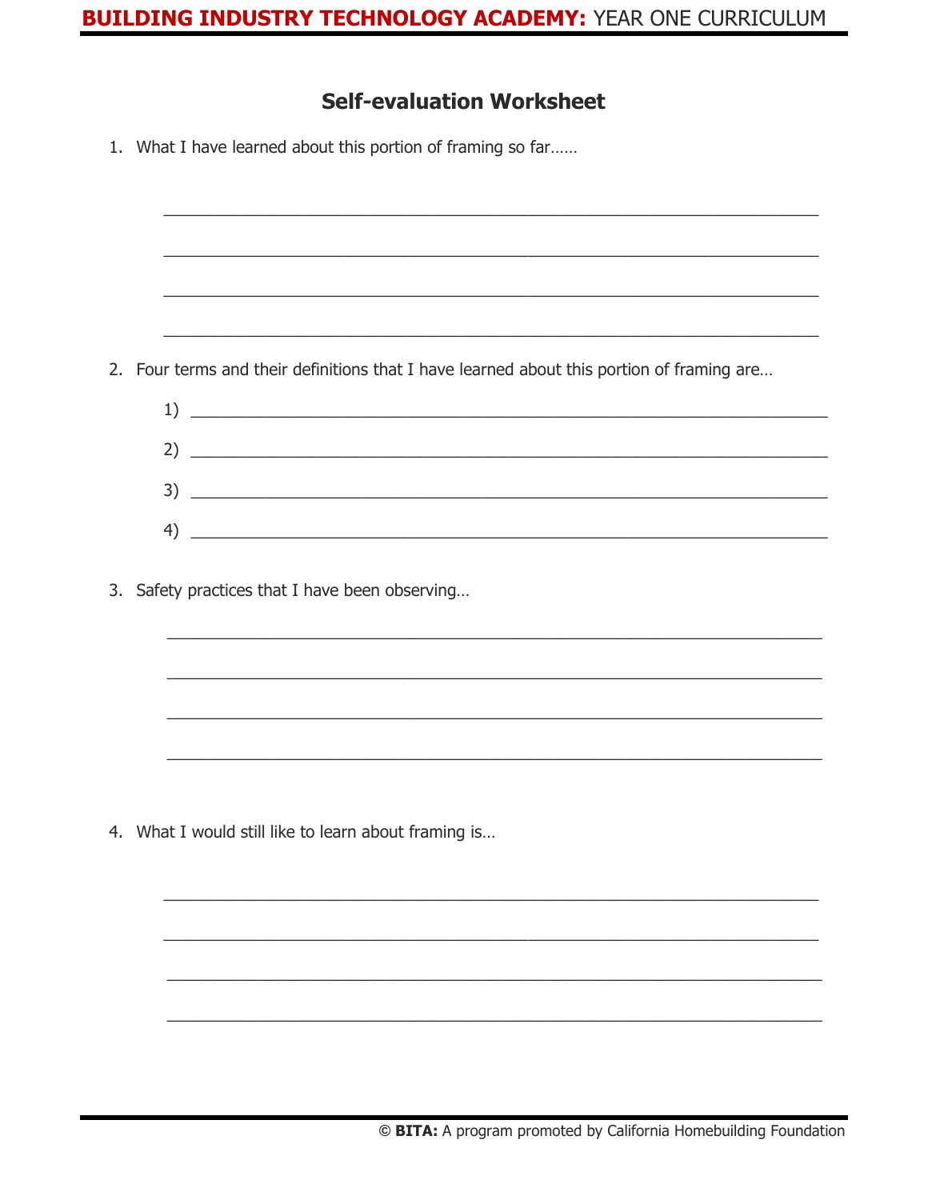## Self-evaluation Worksheet

1. What I have learned about this portion of framing so far……

   ______________________________________________________________________

   ______________________________________________________________________

   ______________________________________________________________________

   ______________________________________________________________________

2. Four terms and their definitions that I have learned about this portion of framing are…

   1) ______________________________________________________________________

   2) ______________________________________________________________________

   3) ______________________________________________________________________

   4) ______________________________________________________________________

3. Safety practices that I have been observing…

   ______________________________________________________________________

   ______________________________________________________________________

   ______________________________________________________________________

   ______________________________________________________________________

4. What I would still like to learn about framing is…

   ______________________________________________________________________

   ______________________________________________________________________

   ______________________________________________________________________

   ______________________________________________________________________